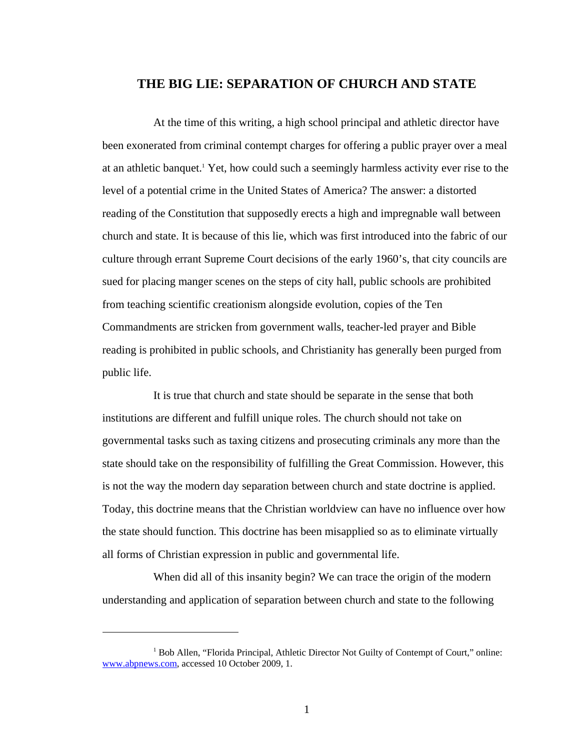# THE BIG LIE: SEPARATION OF CHURCH AND STATE

At the time of this writing, a high school principal and athletic director have been exonerated from criminal contempt charges for offering a public prayer over a meal at an athletic banquet.[1] Yet, how could such a seemingly harmless activity ever rise to the level of a potential crime in the United States of America? The answer: a distorted reading of the Constitution that supposedly erects a high and impregnable wall between church and state. It is because of this lie, which was first introduced into the fabric of our culture through errant Supreme Court decisions of the early 1960's, that city councils are sued for placing manger scenes on the steps of city hall, public schools are prohibited from teaching scientific creationism alongside evolution, copies of the Ten Commandments are stricken from government walls, teacher-led prayer and Bible reading is prohibited in public schools, and Christianity has generally been purged from public life.

It is true that church and state should be separate in the sense that both institutions are different and fulfill unique roles. The church should not take on governmental tasks such as taxing citizens and prosecuting criminals any more than the state should take on the responsibility of fulfilling the Great Commission. However, this is not the way the modern day separation between church and state doctrine is applied. Today, this doctrine means that the Christian worldview can have no influence over how the state should function. This doctrine has been misapplied so as to eliminate virtually all forms of Christian expression in public and governmental life.

When did all of this insanity begin? We can trace the origin of the modern understanding and application of separation between church and state to the following

---

[1] Bob Allen, "Florida Principal, Athletic Director Not Guilty of Contempt of Court," online: www.abpnews.com, accessed 10 October 2009, 1.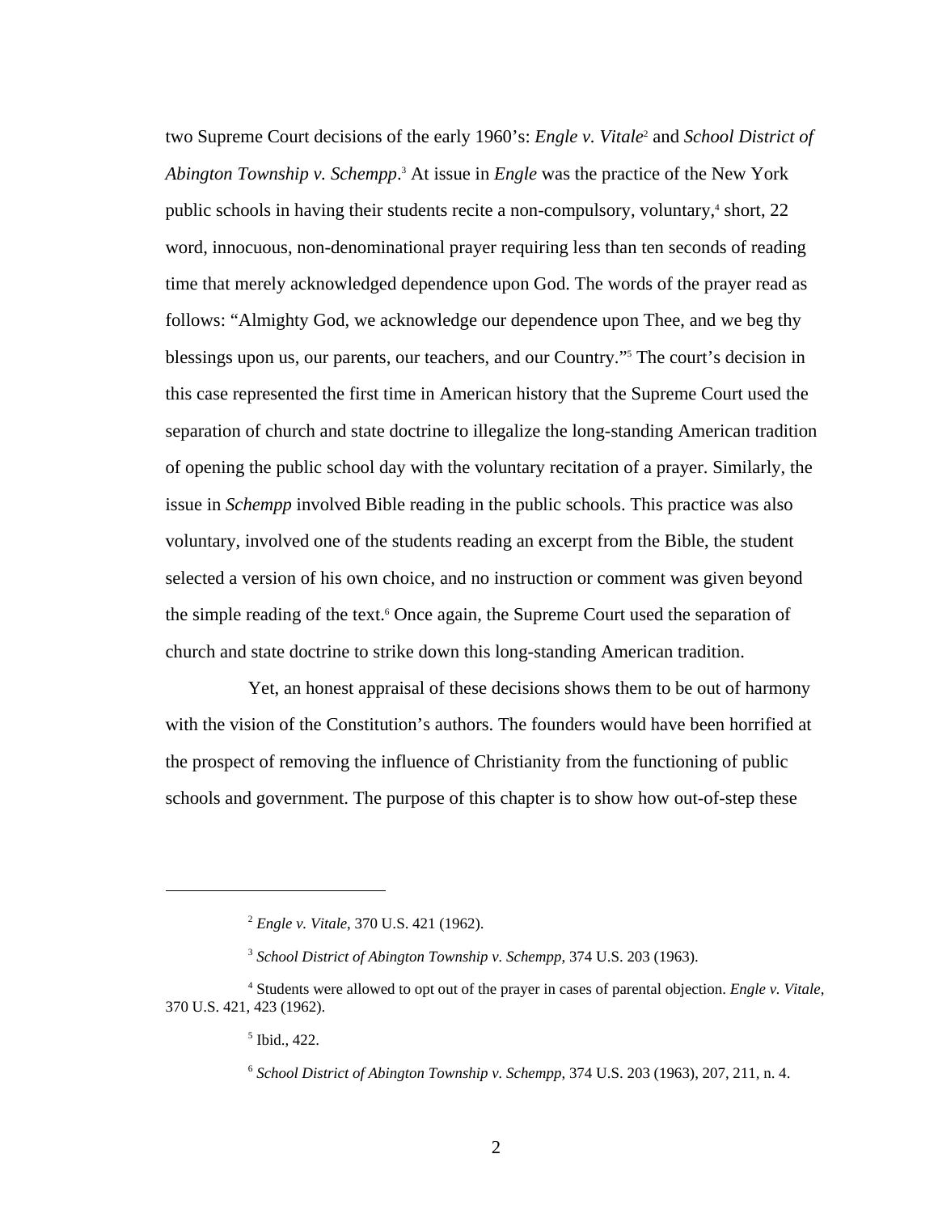two Supreme Court decisions of the early 1960's: *Engle v. Vitale*[2] and *School District of Abington Township v. Schempp*.[3] At issue in *Engle* was the practice of the New York public schools in having their students recite a non-compulsory, voluntary,[4] short, 22 word, innocuous, non-denominational prayer requiring less than ten seconds of reading time that merely acknowledged dependence upon God. The words of the prayer read as follows: "Almighty God, we acknowledge our dependence upon Thee, and we beg thy blessings upon us, our parents, our teachers, and our Country."[5] The court's decision in this case represented the first time in American history that the Supreme Court used the separation of church and state doctrine to illegalize the long-standing American tradition of opening the public school day with the voluntary recitation of a prayer. Similarly, the issue in *Schempp* involved Bible reading in the public schools. This practice was also voluntary, involved one of the students reading an excerpt from the Bible, the student selected a version of his own choice, and no instruction or comment was given beyond the simple reading of the text.[6] Once again, the Supreme Court used the separation of church and state doctrine to strike down this long-standing American tradition.

Yet, an honest appraisal of these decisions shows them to be out of harmony with the vision of the Constitution's authors. The founders would have been horrified at the prospect of removing the influence of Christianity from the functioning of public schools and government. The purpose of this chapter is to show how out-of-step these

---

[2] *Engle v. Vitale*, 370 U.S. 421 (1962).

[3] *School District of Abington Township v. Schempp*, 374 U.S. 203 (1963).

[4] Students were allowed to opt out of the prayer in cases of parental objection. *Engle v. Vitale*, 370 U.S. 421, 423 (1962).

[5] Ibid., 422.

[6] *School District of Abington Township v. Schempp*, 374 U.S. 203 (1963), 207, 211, n. 4.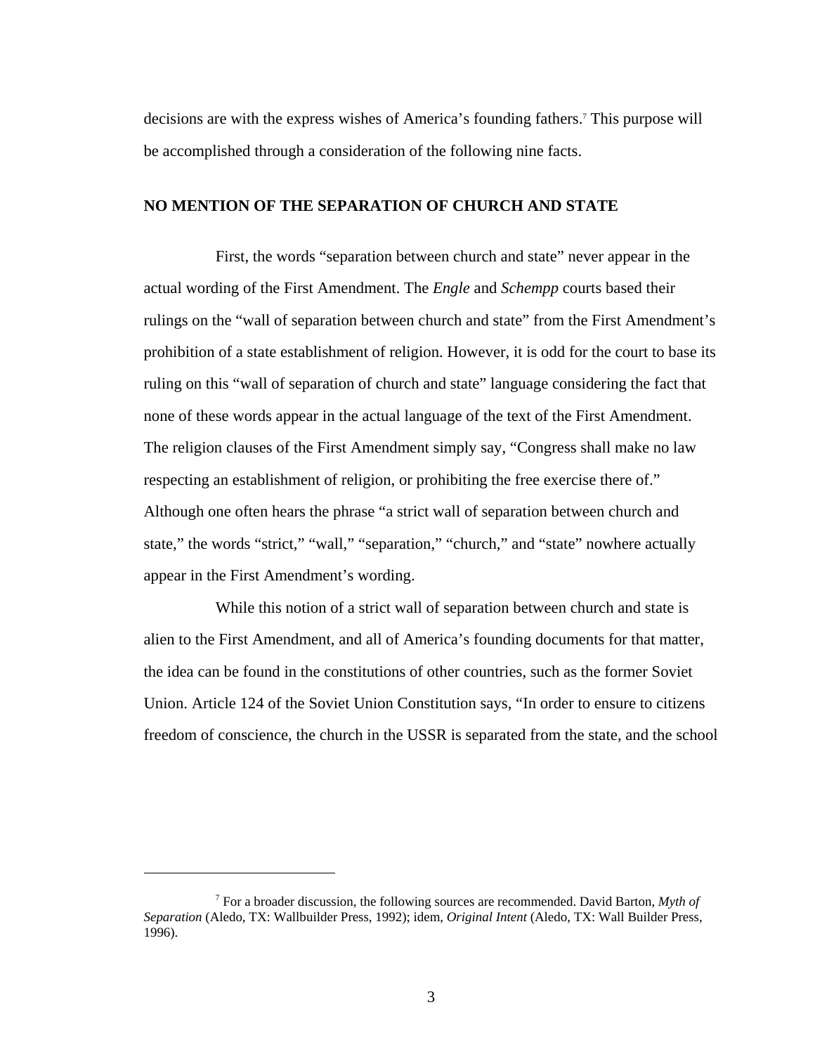decisions are with the express wishes of America's founding fathers.[7] This purpose will be accomplished through a consideration of the following nine facts.

## NO MENTION OF THE SEPARATION OF CHURCH AND STATE

First, the words "separation between church and state" never appear in the actual wording of the First Amendment. The *Engle* and *Schempp* courts based their rulings on the "wall of separation between church and state" from the First Amendment's prohibition of a state establishment of religion. However, it is odd for the court to base its ruling on this "wall of separation of church and state" language considering the fact that none of these words appear in the actual language of the text of the First Amendment. The religion clauses of the First Amendment simply say, "Congress shall make no law respecting an establishment of religion, or prohibiting the free exercise there of." Although one often hears the phrase "a strict wall of separation between church and state," the words "strict," "wall," "separation," "church," and "state" nowhere actually appear in the First Amendment's wording.

While this notion of a strict wall of separation between church and state is alien to the First Amendment, and all of America's founding documents for that matter, the idea can be found in the constitutions of other countries, such as the former Soviet Union. Article 124 of the Soviet Union Constitution says, "In order to ensure to citizens freedom of conscience, the church in the USSR is separated from the state, and the school

---

[7] For a broader discussion, the following sources are recommended. David Barton, *Myth of Separation* (Aledo, TX: Wallbuilder Press, 1992); idem, *Original Intent* (Aledo, TX: Wall Builder Press, 1996).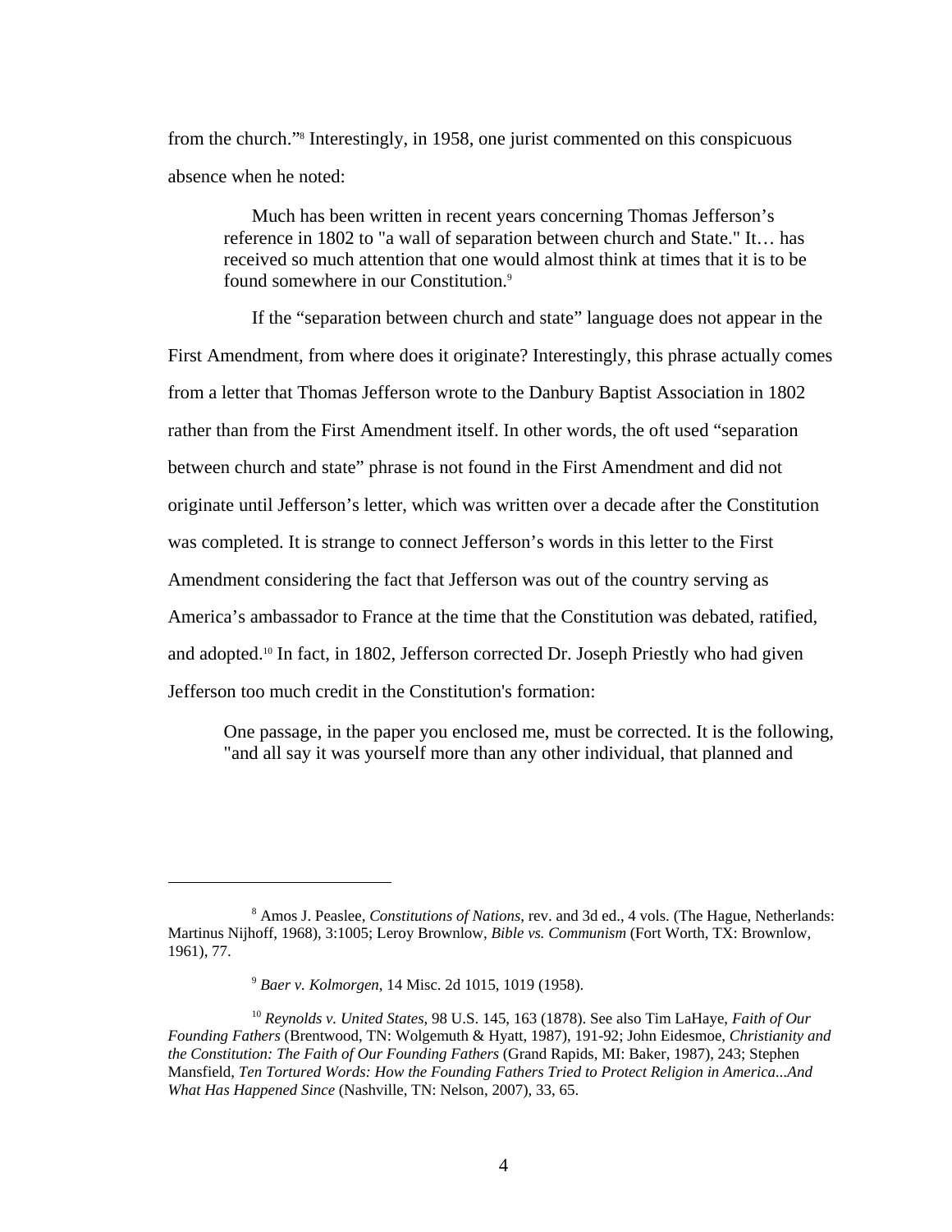from the church."[8] Interestingly, in 1958, one jurist commented on this conspicuous absence when he noted:

> Much has been written in recent years concerning Thomas Jefferson's reference in 1802 to "a wall of separation between church and State." It… has received so much attention that one would almost think at times that it is to be found somewhere in our Constitution.[9]

If the "separation between church and state" language does not appear in the First Amendment, from where does it originate? Interestingly, this phrase actually comes from a letter that Thomas Jefferson wrote to the Danbury Baptist Association in 1802 rather than from the First Amendment itself. In other words, the oft used "separation between church and state" phrase is not found in the First Amendment and did not originate until Jefferson's letter, which was written over a decade after the Constitution was completed. It is strange to connect Jefferson's words in this letter to the First Amendment considering the fact that Jefferson was out of the country serving as America's ambassador to France at the time that the Constitution was debated, ratified, and adopted.[10] In fact, in 1802, Jefferson corrected Dr. Joseph Priestly who had given Jefferson too much credit in the Constitution's formation:

> One passage, in the paper you enclosed me, must be corrected. It is the following, "and all say it was yourself more than any other individual, that planned and

---

[8] Amos J. Peaslee, *Constitutions of Nations*, rev. and 3d ed., 4 vols. (The Hague, Netherlands: Martinus Nijhoff, 1968), 3:1005; Leroy Brownlow, *Bible vs. Communism* (Fort Worth, TX: Brownlow, 1961), 77.

[9] *Baer v. Kolmorgen*, 14 Misc. 2d 1015, 1019 (1958).

[10] *Reynolds v. United States*, 98 U.S. 145, 163 (1878). See also Tim LaHaye, *Faith of Our Founding Fathers* (Brentwood, TN: Wolgemuth & Hyatt, 1987), 191-92; John Eidesmoe, *Christianity and the Constitution: The Faith of Our Founding Fathers* (Grand Rapids, MI: Baker, 1987), 243; Stephen Mansfield, *Ten Tortured Words: How the Founding Fathers Tried to Protect Religion in America...And What Has Happened Since* (Nashville, TN: Nelson, 2007), 33, 65.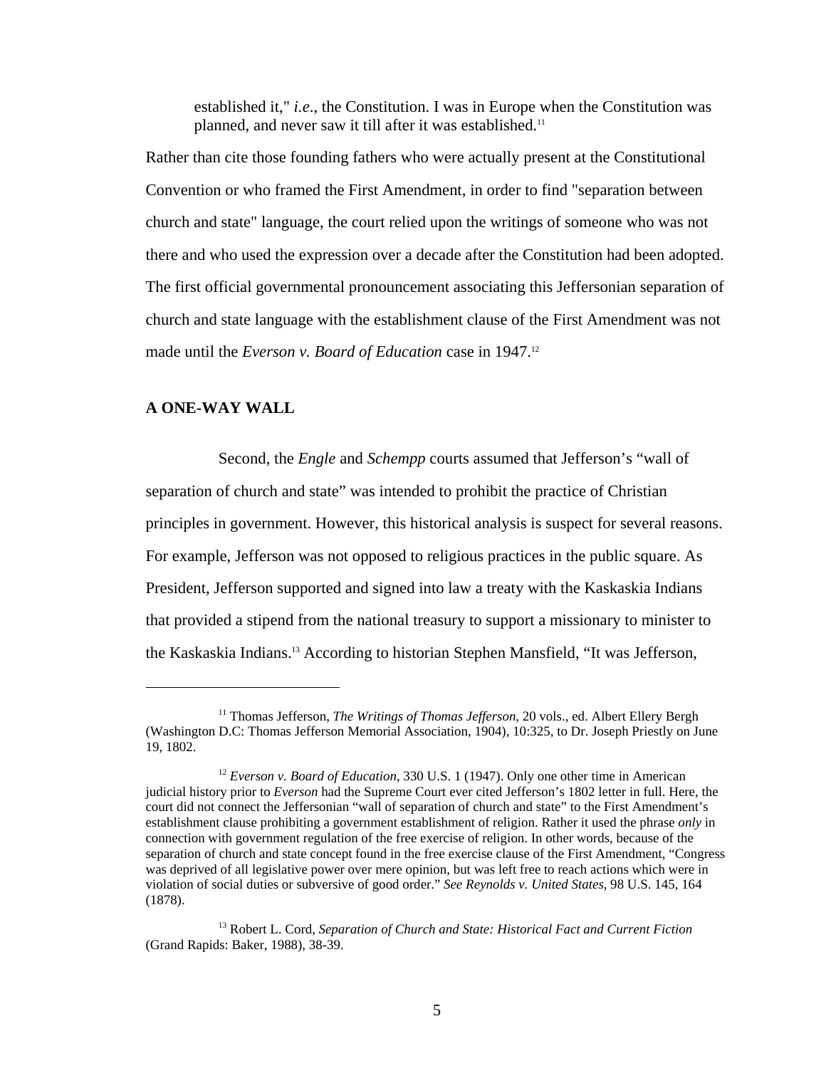> established it," *i.e*., the Constitution. I was in Europe when the Constitution was planned, and never saw it till after it was established.[11]

Rather than cite those founding fathers who were actually present at the Constitutional Convention or who framed the First Amendment, in order to find "separation between church and state" language, the court relied upon the writings of someone who was not there and who used the expression over a decade after the Constitution had been adopted. The first official governmental pronouncement associating this Jeffersonian separation of church and state language with the establishment clause of the First Amendment was not made until the *Everson v. Board of Education* case in 1947.[12]

## A ONE-WAY WALL

Second, the *Engle* and *Schempp* courts assumed that Jefferson's "wall of separation of church and state" was intended to prohibit the practice of Christian principles in government. However, this historical analysis is suspect for several reasons. For example, Jefferson was not opposed to religious practices in the public square. As President, Jefferson supported and signed into law a treaty with the Kaskaskia Indians that provided a stipend from the national treasury to support a missionary to minister to the Kaskaskia Indians.[13] According to historian Stephen Mansfield, "It was Jefferson,

---

[11] Thomas Jefferson, *The Writings of Thomas Jefferson*, 20 vols., ed. Albert Ellery Bergh (Washington D.C: Thomas Jefferson Memorial Association, 1904), 10:325, to Dr. Joseph Priestly on June 19, 1802.

[12] *Everson v. Board of Education*, 330 U.S. 1 (1947). Only one other time in American judicial history prior to *Everson* had the Supreme Court ever cited Jefferson's 1802 letter in full. Here, the court did not connect the Jeffersonian "wall of separation of church and state" to the First Amendment's establishment clause prohibiting a government establishment of religion. Rather it used the phrase *only* in connection with government regulation of the free exercise of religion. In other words, because of the separation of church and state concept found in the free exercise clause of the First Amendment, "Congress was deprived of all legislative power over mere opinion, but was left free to reach actions which were in violation of social duties or subversive of good order." *See Reynolds v. United States*, 98 U.S. 145, 164 (1878).

[13] Robert L. Cord, *Separation of Church and State: Historical Fact and Current Fiction* (Grand Rapids: Baker, 1988), 38-39.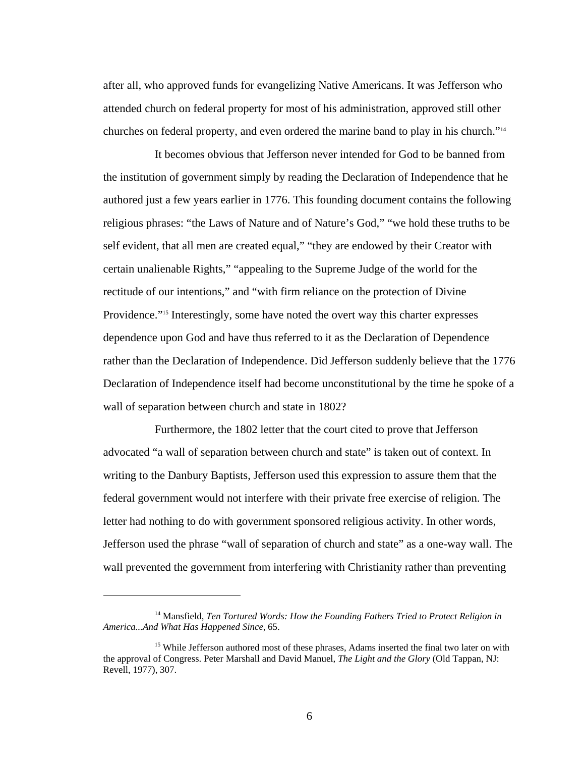after all, who approved funds for evangelizing Native Americans. It was Jefferson who attended church on federal property for most of his administration, approved still other churches on federal property, and even ordered the marine band to play in his church."[14]

It becomes obvious that Jefferson never intended for God to be banned from the institution of government simply by reading the Declaration of Independence that he authored just a few years earlier in 1776. This founding document contains the following religious phrases: "the Laws of Nature and of Nature's God," "we hold these truths to be self evident, that all men are created equal," "they are endowed by their Creator with certain unalienable Rights," "appealing to the Supreme Judge of the world for the rectitude of our intentions," and "with firm reliance on the protection of Divine Providence."[15] Interestingly, some have noted the overt way this charter expresses dependence upon God and have thus referred to it as the Declaration of Dependence rather than the Declaration of Independence. Did Jefferson suddenly believe that the 1776 Declaration of Independence itself had become unconstitutional by the time he spoke of a wall of separation between church and state in 1802?

Furthermore, the 1802 letter that the court cited to prove that Jefferson advocated "a wall of separation between church and state" is taken out of context. In writing to the Danbury Baptists, Jefferson used this expression to assure them that the federal government would not interfere with their private free exercise of religion. The letter had nothing to do with government sponsored religious activity. In other words, Jefferson used the phrase "wall of separation of church and state" as a one-way wall. The wall prevented the government from interfering with Christianity rather than preventing

---

[14] Mansfield, *Ten Tortured Words: How the Founding Fathers Tried to Protect Religion in America...And What Has Happened Since*, 65.

[15] While Jefferson authored most of these phrases, Adams inserted the final two later on with the approval of Congress. Peter Marshall and David Manuel, *The Light and the Glory* (Old Tappan, NJ: Revell, 1977), 307.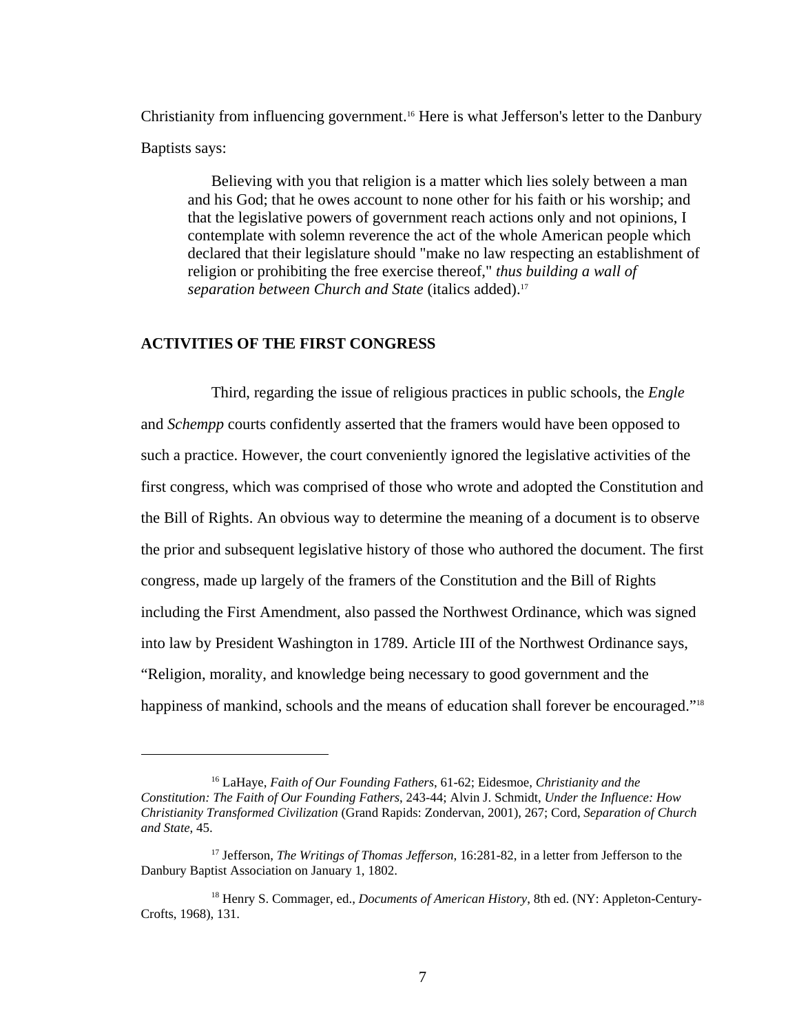Christianity from influencing government.[16] Here is what Jefferson's letter to the Danbury Baptists says:

> Believing with you that religion is a matter which lies solely between a man and his God; that he owes account to none other for his faith or his worship; and that the legislative powers of government reach actions only and not opinions, I contemplate with solemn reverence the act of the whole American people which declared that their legislature should "make no law respecting an establishment of religion or prohibiting the free exercise thereof," *thus building a wall of separation between Church and State* (italics added).[17]

## ACTIVITIES OF THE FIRST CONGRESS

Third, regarding the issue of religious practices in public schools, the *Engle* and *Schempp* courts confidently asserted that the framers would have been opposed to such a practice. However, the court conveniently ignored the legislative activities of the first congress, which was comprised of those who wrote and adopted the Constitution and the Bill of Rights. An obvious way to determine the meaning of a document is to observe the prior and subsequent legislative history of those who authored the document. The first congress, made up largely of the framers of the Constitution and the Bill of Rights including the First Amendment, also passed the Northwest Ordinance, which was signed into law by President Washington in 1789. Article III of the Northwest Ordinance says, "Religion, morality, and knowledge being necessary to good government and the happiness of mankind, schools and the means of education shall forever be encouraged."[18]

---

[16] LaHaye, *Faith of Our Founding Fathers*, 61-62; Eidesmoe, *Christianity and the Constitution: The Faith of Our Founding Fathers*, 243-44; Alvin J. Schmidt, *Under the Influence: How Christianity Transformed Civilization* (Grand Rapids: Zondervan, 2001), 267; Cord, *Separation of Church and State*, 45.

[17] Jefferson, *The Writings of Thomas Jefferson*, 16:281-82, in a letter from Jefferson to the Danbury Baptist Association on January 1, 1802.

[18] Henry S. Commager, ed., *Documents of American History*, 8th ed. (NY: Appleton-Century-Crofts, 1968), 131.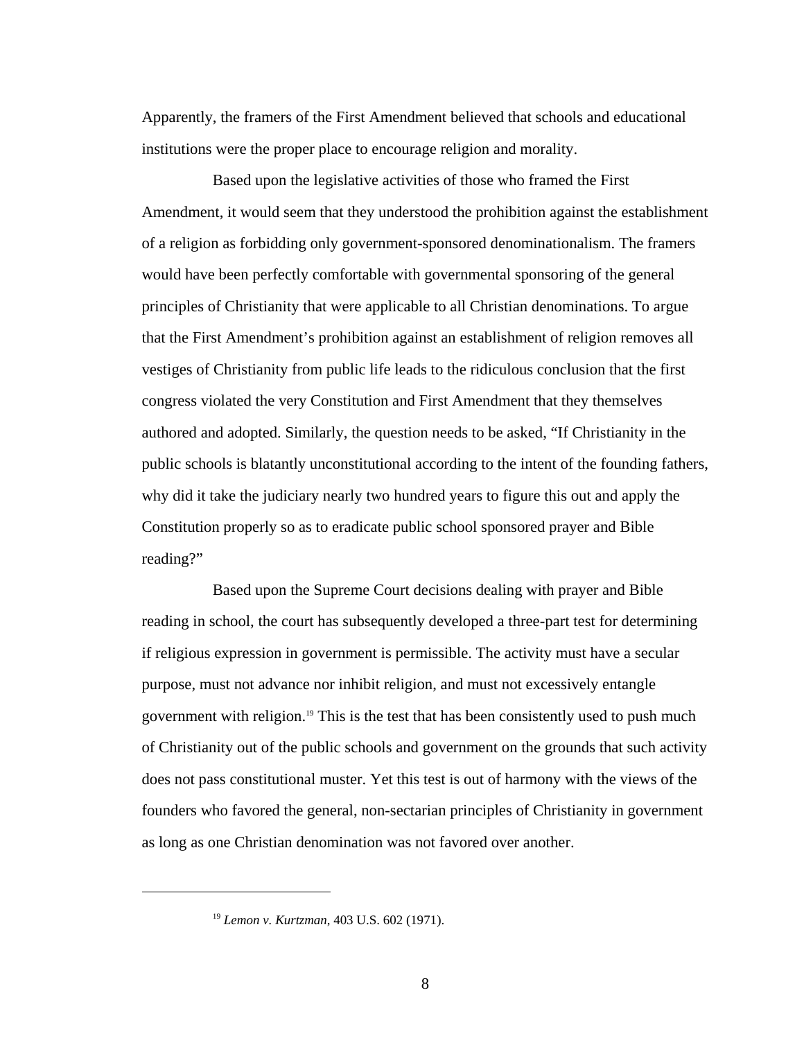Apparently, the framers of the First Amendment believed that schools and educational institutions were the proper place to encourage religion and morality.

Based upon the legislative activities of those who framed the First Amendment, it would seem that they understood the prohibition against the establishment of a religion as forbidding only government-sponsored denominationalism. The framers would have been perfectly comfortable with governmental sponsoring of the general principles of Christianity that were applicable to all Christian denominations. To argue that the First Amendment's prohibition against an establishment of religion removes all vestiges of Christianity from public life leads to the ridiculous conclusion that the first congress violated the very Constitution and First Amendment that they themselves authored and adopted. Similarly, the question needs to be asked, "If Christianity in the public schools is blatantly unconstitutional according to the intent of the founding fathers, why did it take the judiciary nearly two hundred years to figure this out and apply the Constitution properly so as to eradicate public school sponsored prayer and Bible reading?"

Based upon the Supreme Court decisions dealing with prayer and Bible reading in school, the court has subsequently developed a three-part test for determining if religious expression in government is permissible. The activity must have a secular purpose, must not advance nor inhibit religion, and must not excessively entangle government with religion.[19] This is the test that has been consistently used to push much of Christianity out of the public schools and government on the grounds that such activity does not pass constitutional muster. Yet this test is out of harmony with the views of the founders who favored the general, non-sectarian principles of Christianity in government as long as one Christian denomination was not favored over another.

---

[19] *Lemon v. Kurtzman*, 403 U.S. 602 (1971).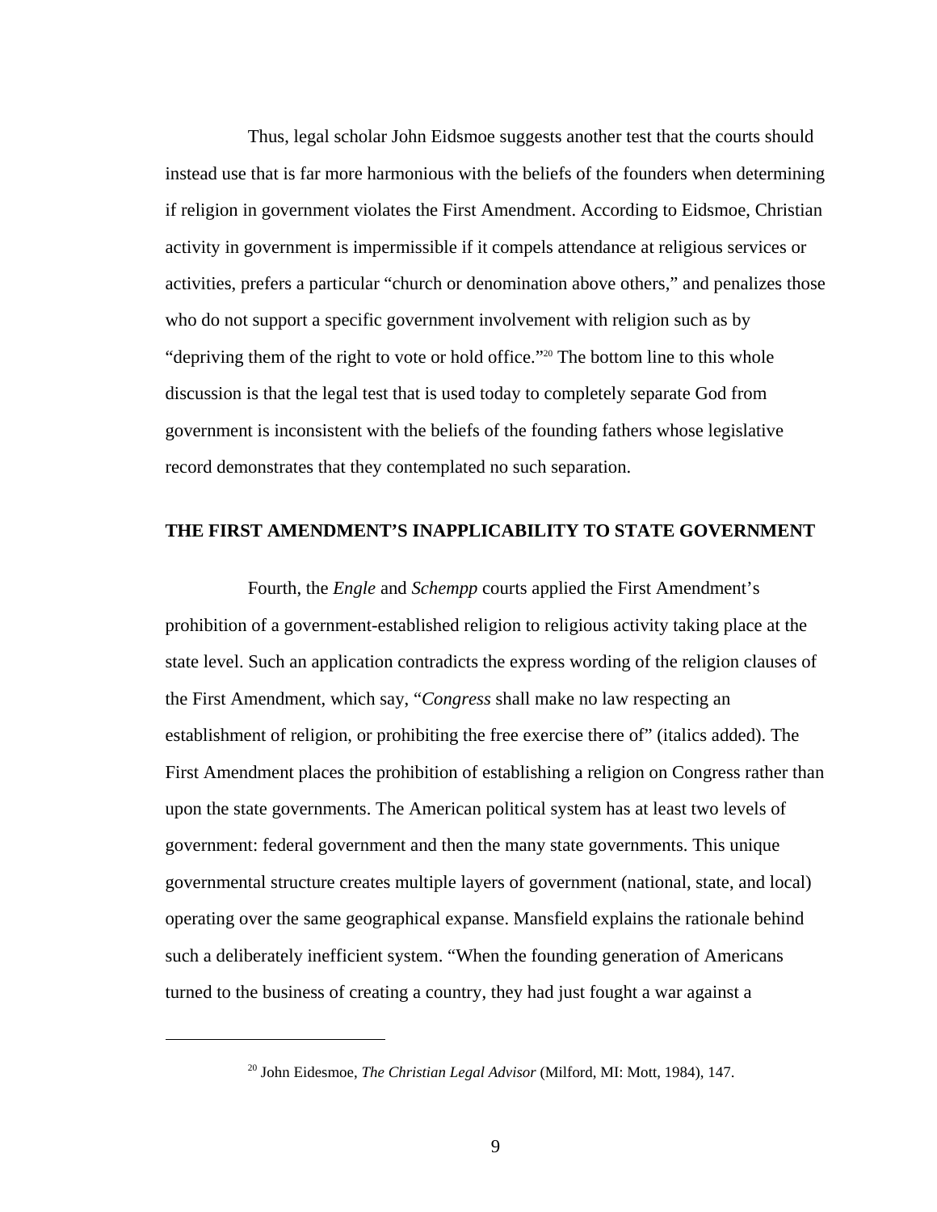Thus, legal scholar John Eidsmoe suggests another test that the courts should instead use that is far more harmonious with the beliefs of the founders when determining if religion in government violates the First Amendment. According to Eidsmoe, Christian activity in government is impermissible if it compels attendance at religious services or activities, prefers a particular "church or denomination above others," and penalizes those who do not support a specific government involvement with religion such as by "depriving them of the right to vote or hold office."[20] The bottom line to this whole discussion is that the legal test that is used today to completely separate God from government is inconsistent with the beliefs of the founding fathers whose legislative record demonstrates that they contemplated no such separation.

## THE FIRST AMENDMENT'S INAPPLICABILITY TO STATE GOVERNMENT

Fourth, the *Engle* and *Schempp* courts applied the First Amendment's prohibition of a government-established religion to religious activity taking place at the state level. Such an application contradicts the express wording of the religion clauses of the First Amendment, which say, "*Congress* shall make no law respecting an establishment of religion, or prohibiting the free exercise there of" (italics added). The First Amendment places the prohibition of establishing a religion on Congress rather than upon the state governments. The American political system has at least two levels of government: federal government and then the many state governments. This unique governmental structure creates multiple layers of government (national, state, and local) operating over the same geographical expanse. Mansfield explains the rationale behind such a deliberately inefficient system. "When the founding generation of Americans turned to the business of creating a country, they had just fought a war against a

---

[20] John Eidesmoe, *The Christian Legal Advisor* (Milford, MI: Mott, 1984), 147.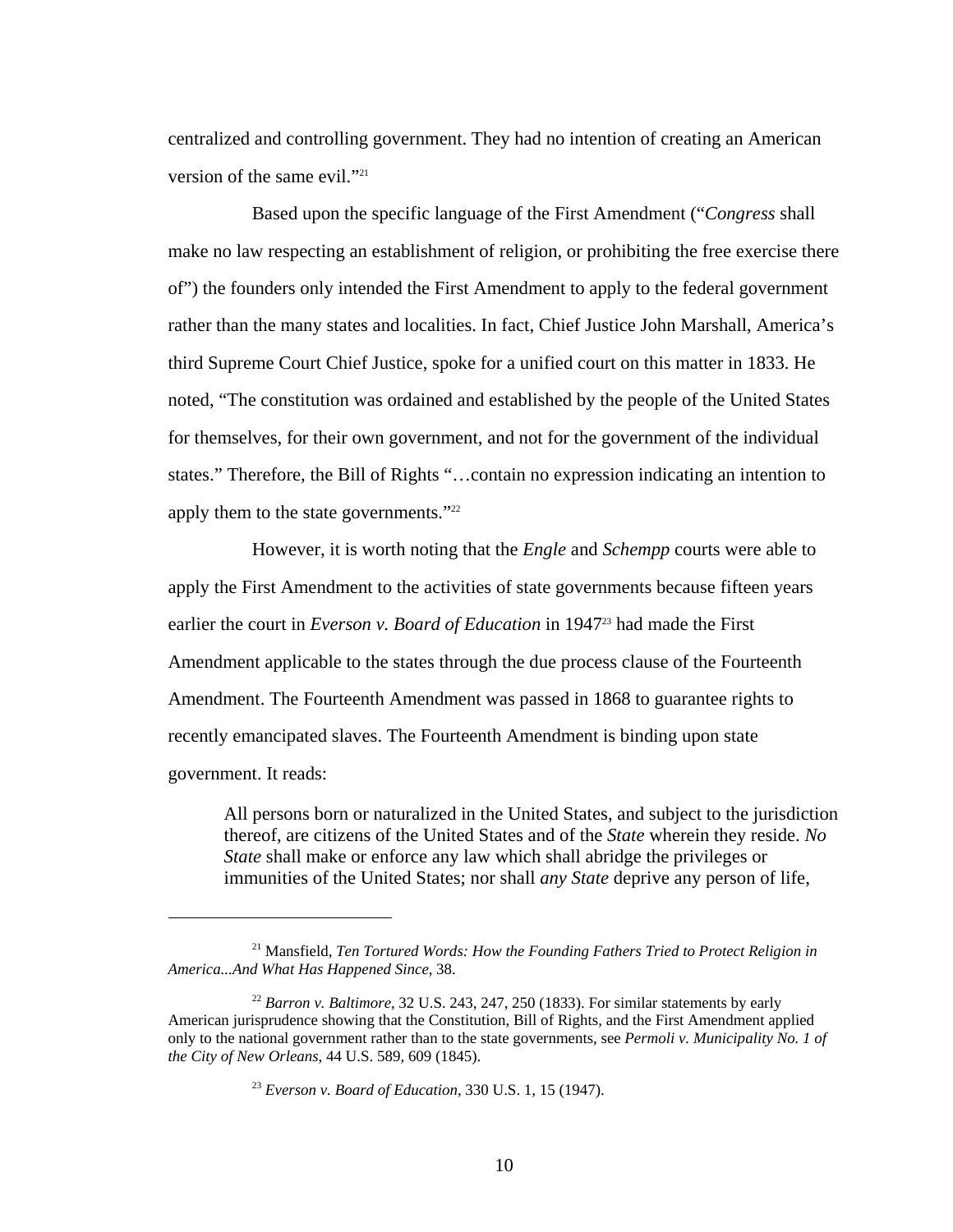centralized and controlling government. They had no intention of creating an American version of the same evil."[21]

Based upon the specific language of the First Amendment ("*Congress* shall make no law respecting an establishment of religion, or prohibiting the free exercise there of") the founders only intended the First Amendment to apply to the federal government rather than the many states and localities. In fact, Chief Justice John Marshall, America's third Supreme Court Chief Justice, spoke for a unified court on this matter in 1833. He noted, "The constitution was ordained and established by the people of the United States for themselves, for their own government, and not for the government of the individual states." Therefore, the Bill of Rights "…contain no expression indicating an intention to apply them to the state governments."[22]

However, it is worth noting that the *Engle* and *Schempp* courts were able to apply the First Amendment to the activities of state governments because fifteen years earlier the court in *Everson v. Board of Education* in 1947[23] had made the First Amendment applicable to the states through the due process clause of the Fourteenth Amendment. The Fourteenth Amendment was passed in 1868 to guarantee rights to recently emancipated slaves. The Fourteenth Amendment is binding upon state government. It reads:

> All persons born or naturalized in the United States, and subject to the jurisdiction thereof, are citizens of the United States and of the *State* wherein they reside. *No State* shall make or enforce any law which shall abridge the privileges or immunities of the United States; nor shall *any State* deprive any person of life,

---

[21] Mansfield, *Ten Tortured Words: How the Founding Fathers Tried to Protect Religion in America...And What Has Happened Since*, 38.

[22] *Barron v. Baltimore*, 32 U.S. 243, 247, 250 (1833). For similar statements by early American jurisprudence showing that the Constitution, Bill of Rights, and the First Amendment applied only to the national government rather than to the state governments, see *Permoli v. Municipality No. 1 of the City of New Orleans*, 44 U.S. 589, 609 (1845).

[23] *Everson v. Board of Education*, 330 U.S. 1, 15 (1947).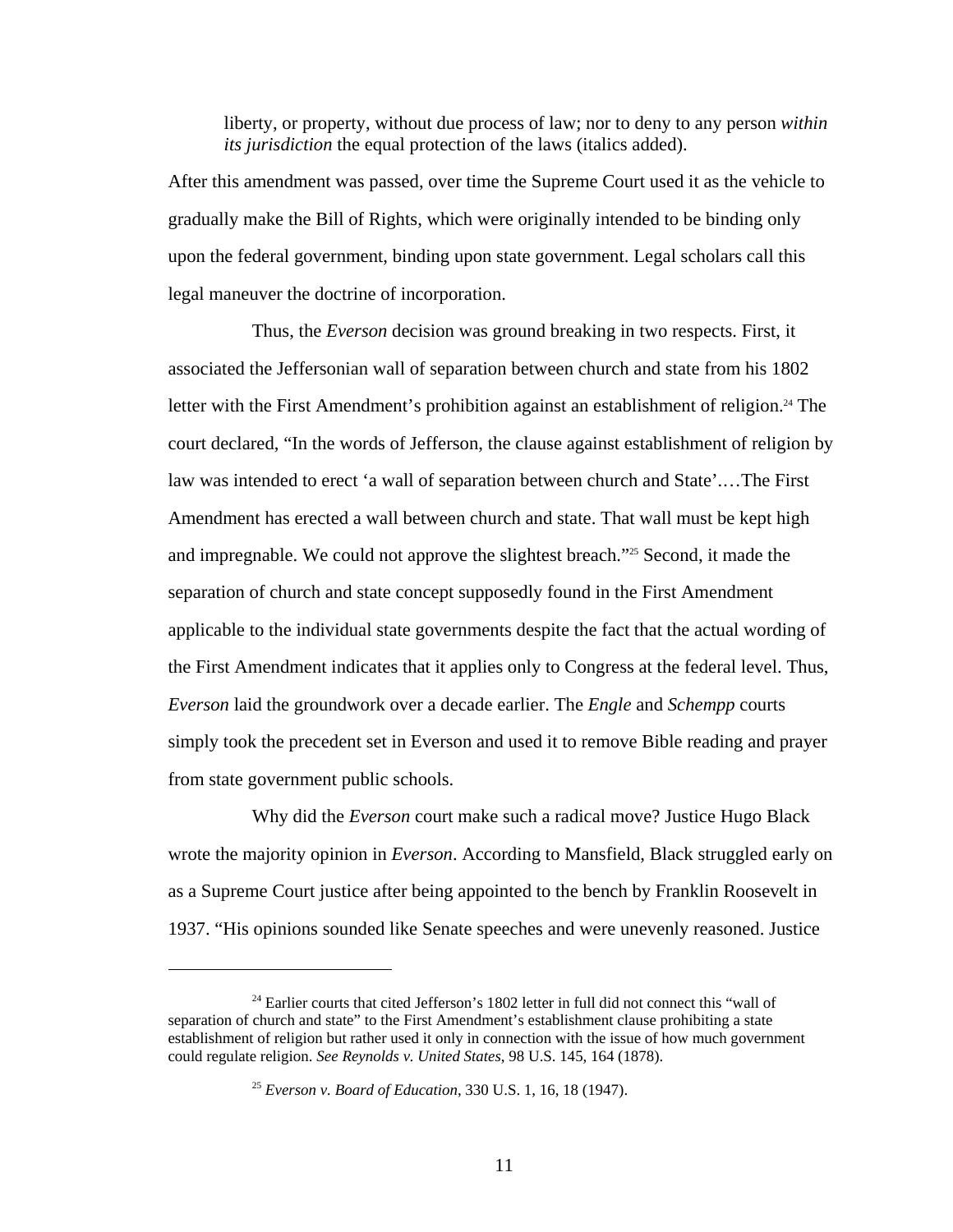> liberty, or property, without due process of law; nor to deny to any person *within its jurisdiction* the equal protection of the laws (italics added).

After this amendment was passed, over time the Supreme Court used it as the vehicle to gradually make the Bill of Rights, which were originally intended to be binding only upon the federal government, binding upon state government. Legal scholars call this legal maneuver the doctrine of incorporation.

Thus, the *Everson* decision was ground breaking in two respects. First, it associated the Jeffersonian wall of separation between church and state from his 1802 letter with the First Amendment's prohibition against an establishment of religion.[24] The court declared, "In the words of Jefferson, the clause against establishment of religion by law was intended to erect 'a wall of separation between church and State'.…The First Amendment has erected a wall between church and state. That wall must be kept high and impregnable. We could not approve the slightest breach."[25] Second, it made the separation of church and state concept supposedly found in the First Amendment applicable to the individual state governments despite the fact that the actual wording of the First Amendment indicates that it applies only to Congress at the federal level. Thus, *Everson* laid the groundwork over a decade earlier. The *Engle* and *Schempp* courts simply took the precedent set in Everson and used it to remove Bible reading and prayer from state government public schools.

Why did the *Everson* court make such a radical move? Justice Hugo Black wrote the majority opinion in *Everson*. According to Mansfield, Black struggled early on as a Supreme Court justice after being appointed to the bench by Franklin Roosevelt in 1937. "His opinions sounded like Senate speeches and were unevenly reasoned. Justice

---

[24] Earlier courts that cited Jefferson's 1802 letter in full did not connect this "wall of separation of church and state" to the First Amendment's establishment clause prohibiting a state establishment of religion but rather used it only in connection with the issue of how much government could regulate religion. *See Reynolds v. United States*, 98 U.S. 145, 164 (1878).

[25] *Everson v. Board of Education*, 330 U.S. 1, 16, 18 (1947).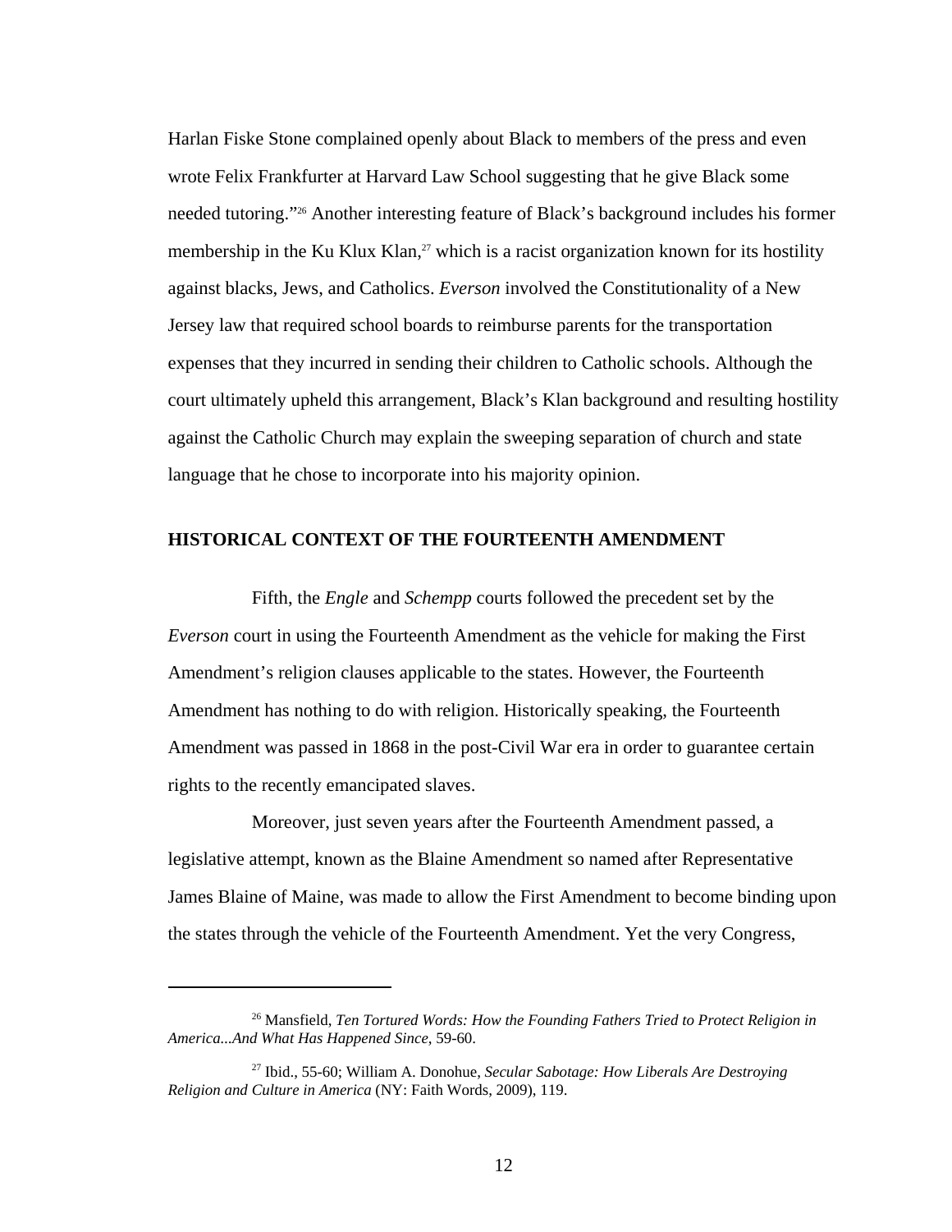Harlan Fiske Stone complained openly about Black to members of the press and even wrote Felix Frankfurter at Harvard Law School suggesting that he give Black some needed tutoring."[26] Another interesting feature of Black's background includes his former membership in the Ku Klux Klan,[27] which is a racist organization known for its hostility against blacks, Jews, and Catholics. *Everson* involved the Constitutionality of a New Jersey law that required school boards to reimburse parents for the transportation expenses that they incurred in sending their children to Catholic schools. Although the court ultimately upheld this arrangement, Black's Klan background and resulting hostility against the Catholic Church may explain the sweeping separation of church and state language that he chose to incorporate into his majority opinion.

## HISTORICAL CONTEXT OF THE FOURTEENTH AMENDMENT

Fifth, the *Engle* and *Schempp* courts followed the precedent set by the *Everson* court in using the Fourteenth Amendment as the vehicle for making the First Amendment's religion clauses applicable to the states. However, the Fourteenth Amendment has nothing to do with religion. Historically speaking, the Fourteenth Amendment was passed in 1868 in the post-Civil War era in order to guarantee certain rights to the recently emancipated slaves.

Moreover, just seven years after the Fourteenth Amendment passed, a legislative attempt, known as the Blaine Amendment so named after Representative James Blaine of Maine, was made to allow the First Amendment to become binding upon the states through the vehicle of the Fourteenth Amendment. Yet the very Congress,

---

[26] Mansfield, *Ten Tortured Words: How the Founding Fathers Tried to Protect Religion in America...And What Has Happened Since*, 59-60.

[27] Ibid., 55-60; William A. Donohue, *Secular Sabotage: How Liberals Are Destroying Religion and Culture in America* (NY: Faith Words, 2009), 119.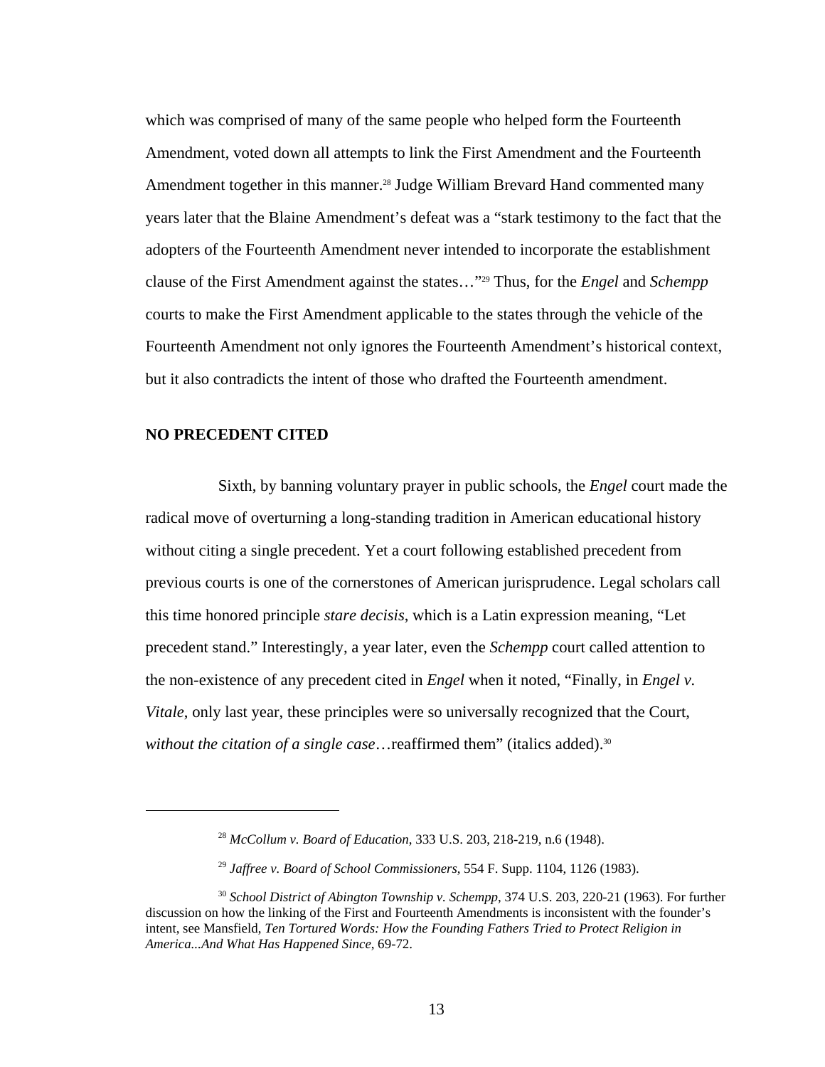which was comprised of many of the same people who helped form the Fourteenth Amendment, voted down all attempts to link the First Amendment and the Fourteenth Amendment together in this manner.[28] Judge William Brevard Hand commented many years later that the Blaine Amendment's defeat was a "stark testimony to the fact that the adopters of the Fourteenth Amendment never intended to incorporate the establishment clause of the First Amendment against the states…"[29] Thus, for the *Engel* and *Schempp* courts to make the First Amendment applicable to the states through the vehicle of the Fourteenth Amendment not only ignores the Fourteenth Amendment's historical context, but it also contradicts the intent of those who drafted the Fourteenth amendment.

**NO PRECEDENT CITED**

Sixth, by banning voluntary prayer in public schools, the *Engel* court made the radical move of overturning a long-standing tradition in American educational history without citing a single precedent. Yet a court following established precedent from previous courts is one of the cornerstones of American jurisprudence. Legal scholars call this time honored principle *stare decisis*, which is a Latin expression meaning, "Let precedent stand." Interestingly, a year later, even the *Schempp* court called attention to the non-existence of any precedent cited in *Engel* when it noted, "Finally, in *Engel v. Vitale*, only last year, these principles were so universally recognized that the Court, *without the citation of a single case*…reaffirmed them" (italics added).[30]

---

[28] *McCollum v. Board of Education*, 333 U.S. 203, 218-219, n.6 (1948).

[29] *Jaffree v. Board of School Commissioners*, 554 F. Supp. 1104, 1126 (1983).

[30] *School District of Abington Township v. Schempp*, 374 U.S. 203, 220-21 (1963). For further discussion on how the linking of the First and Fourteenth Amendments is inconsistent with the founder's intent, see Mansfield, *Ten Tortured Words: How the Founding Fathers Tried to Protect Religion in America...And What Has Happened Since*, 69-72.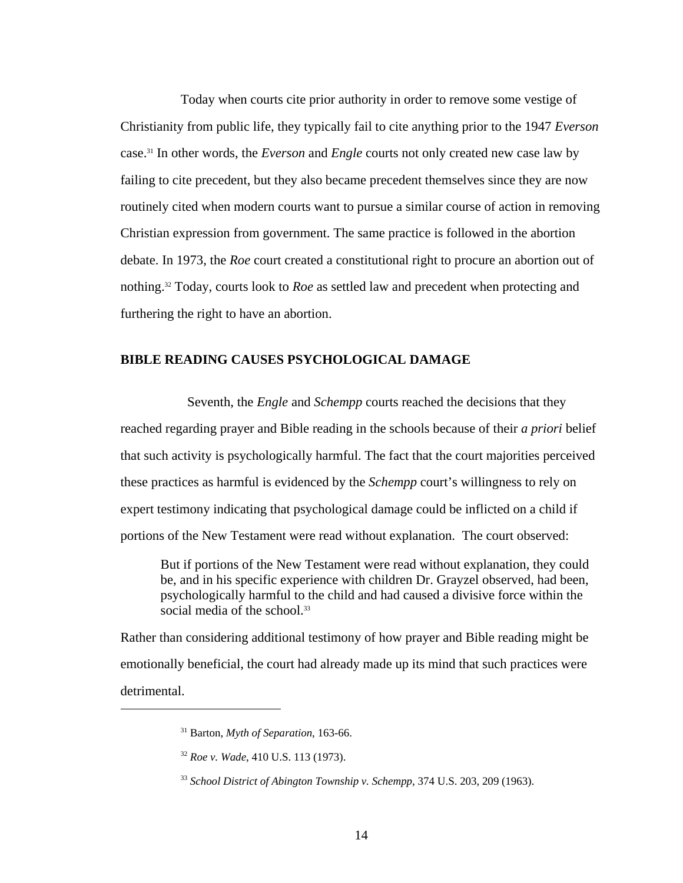Today when courts cite prior authority in order to remove some vestige of Christianity from public life, they typically fail to cite anything prior to the 1947 *Everson* case.[31] In other words, the *Everson* and *Engle* courts not only created new case law by failing to cite precedent, but they also became precedent themselves since they are now routinely cited when modern courts want to pursue a similar course of action in removing Christian expression from government. The same practice is followed in the abortion debate. In 1973, the *Roe* court created a constitutional right to procure an abortion out of nothing.[32] Today, courts look to *Roe* as settled law and precedent when protecting and furthering the right to have an abortion.

**BIBLE READING CAUSES PSYCHOLOGICAL DAMAGE**

Seventh, the *Engle* and *Schempp* courts reached the decisions that they reached regarding prayer and Bible reading in the schools because of their *a priori* belief that such activity is psychologically harmful. The fact that the court majorities perceived these practices as harmful is evidenced by the *Schempp* court's willingness to rely on expert testimony indicating that psychological damage could be inflicted on a child if portions of the New Testament were read without explanation. The court observed:

> But if portions of the New Testament were read without explanation, they could be, and in his specific experience with children Dr. Grayzel observed, had been, psychologically harmful to the child and had caused a divisive force within the social media of the school.[33]

Rather than considering additional testimony of how prayer and Bible reading might be emotionally beneficial, the court had already made up its mind that such practices were detrimental.

---

[31] Barton, *Myth of Separation*, 163-66.

[32] *Roe v. Wade*, 410 U.S. 113 (1973).

[33] *School District of Abington Township v. Schempp*, 374 U.S. 203, 209 (1963).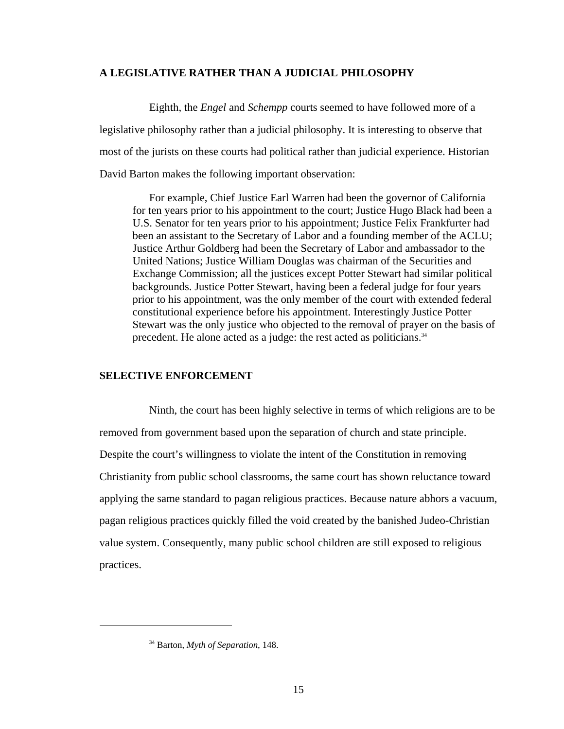## A LEGISLATIVE RATHER THAN A JUDICIAL PHILOSOPHY

Eighth, the *Engel* and *Schempp* courts seemed to have followed more of a legislative philosophy rather than a judicial philosophy. It is interesting to observe that most of the jurists on these courts had political rather than judicial experience. Historian David Barton makes the following important observation:

> For example, Chief Justice Earl Warren had been the governor of California for ten years prior to his appointment to the court; Justice Hugo Black had been a U.S. Senator for ten years prior to his appointment; Justice Felix Frankfurter had been an assistant to the Secretary of Labor and a founding member of the ACLU; Justice Arthur Goldberg had been the Secretary of Labor and ambassador to the United Nations; Justice William Douglas was chairman of the Securities and Exchange Commission; all the justices except Potter Stewart had similar political backgrounds. Justice Potter Stewart, having been a federal judge for four years prior to his appointment, was the only member of the court with extended federal constitutional experience before his appointment. Interestingly Justice Potter Stewart was the only justice who objected to the removal of prayer on the basis of precedent. He alone acted as a judge: the rest acted as politicians.[34]

## SELECTIVE ENFORCEMENT

Ninth, the court has been highly selective in terms of which religions are to be removed from government based upon the separation of church and state principle. Despite the court's willingness to violate the intent of the Constitution in removing Christianity from public school classrooms, the same court has shown reluctance toward applying the same standard to pagan religious practices. Because nature abhors a vacuum, pagan religious practices quickly filled the void created by the banished Judeo-Christian value system. Consequently, many public school children are still exposed to religious practices.

---

[34] Barton, *Myth of Separation*, 148.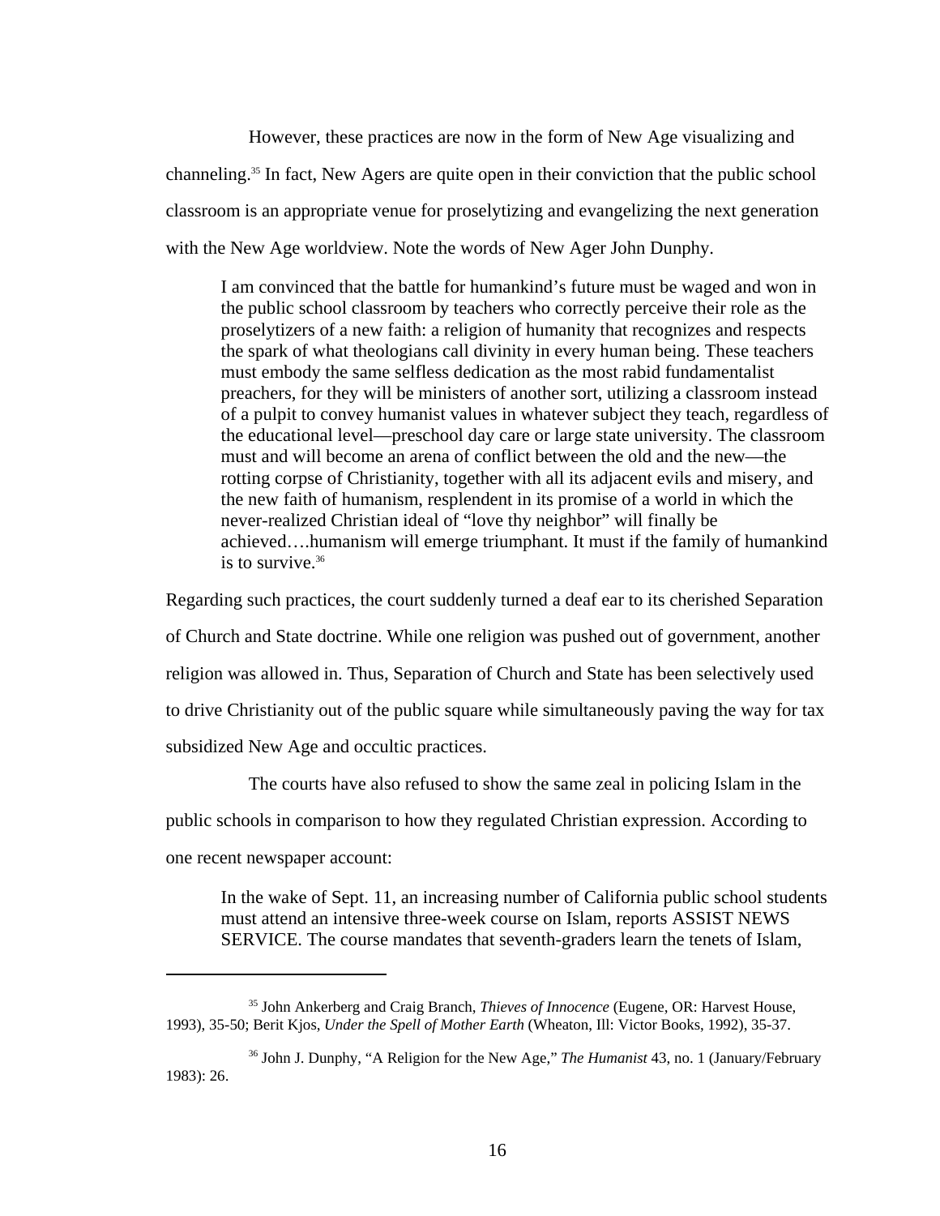However, these practices are now in the form of New Age visualizing and channeling.[35] In fact, New Agers are quite open in their conviction that the public school classroom is an appropriate venue for proselytizing and evangelizing the next generation with the New Age worldview. Note the words of New Ager John Dunphy.

> I am convinced that the battle for humankind's future must be waged and won in the public school classroom by teachers who correctly perceive their role as the proselytizers of a new faith: a religion of humanity that recognizes and respects the spark of what theologians call divinity in every human being. These teachers must embody the same selfless dedication as the most rabid fundamentalist preachers, for they will be ministers of another sort, utilizing a classroom instead of a pulpit to convey humanist values in whatever subject they teach, regardless of the educational level—preschool day care or large state university. The classroom must and will become an arena of conflict between the old and the new—the rotting corpse of Christianity, together with all its adjacent evils and misery, and the new faith of humanism, resplendent in its promise of a world in which the never-realized Christian ideal of "love thy neighbor" will finally be achieved….humanism will emerge triumphant. It must if the family of humankind is to survive.[36]

Regarding such practices, the court suddenly turned a deaf ear to its cherished Separation of Church and State doctrine. While one religion was pushed out of government, another religion was allowed in. Thus, Separation of Church and State has been selectively used to drive Christianity out of the public square while simultaneously paving the way for tax subsidized New Age and occultic practices.

The courts have also refused to show the same zeal in policing Islam in the public schools in comparison to how they regulated Christian expression. According to one recent newspaper account:

> In the wake of Sept. 11, an increasing number of California public school students must attend an intensive three-week course on Islam, reports ASSIST NEWS SERVICE. The course mandates that seventh-graders learn the tenets of Islam,

---

[35] John Ankerberg and Craig Branch, *Thieves of Innocence* (Eugene, OR: Harvest House, 1993), 35-50; Berit Kjos, *Under the Spell of Mother Earth* (Wheaton, Ill: Victor Books, 1992), 35-37.

[36] John J. Dunphy, "A Religion for the New Age," *The Humanist* 43, no. 1 (January/February 1983): 26.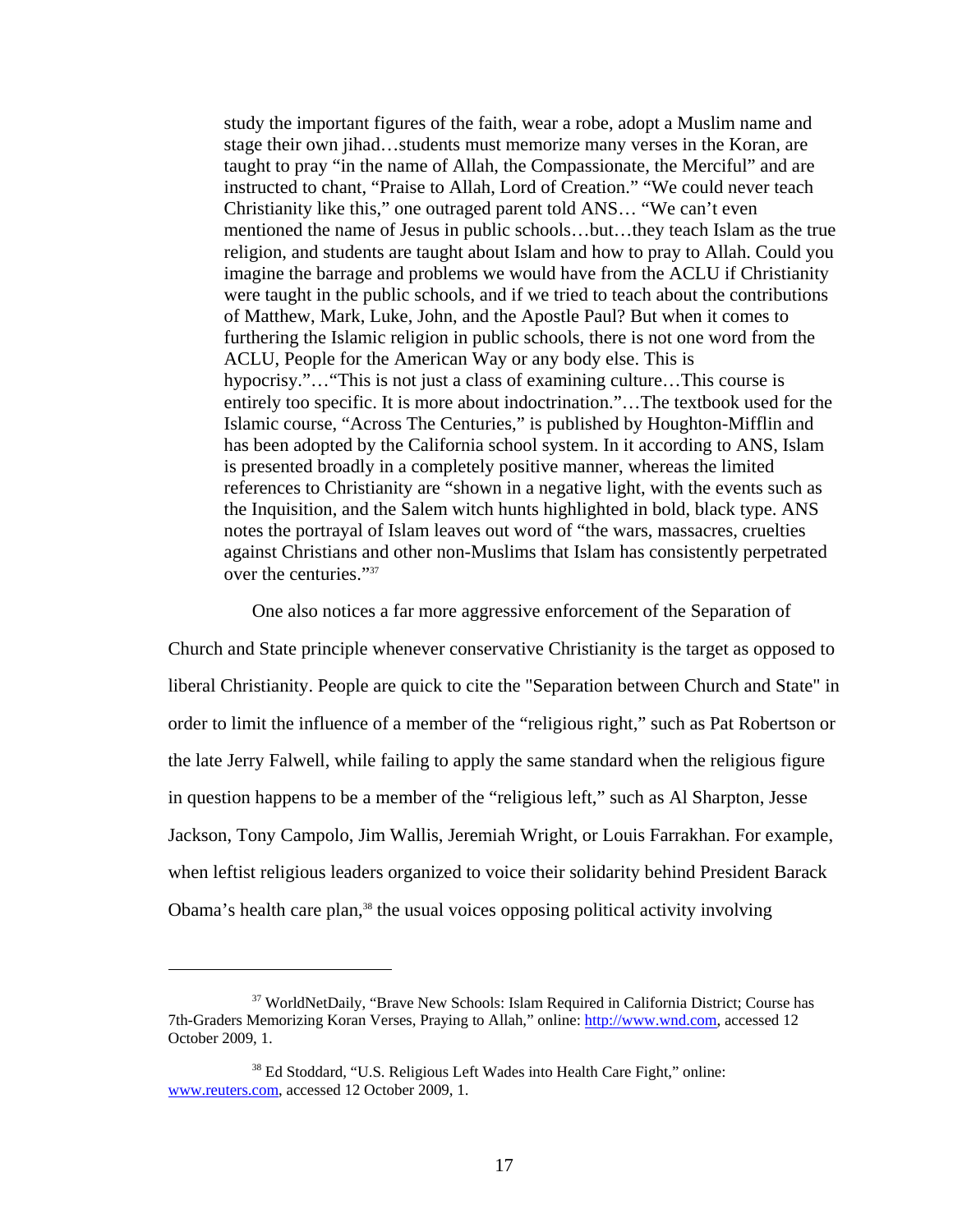> study the important figures of the faith, wear a robe, adopt a Muslim name and stage their own jihad…students must memorize many verses in the Koran, are taught to pray "in the name of Allah, the Compassionate, the Merciful" and are instructed to chant, "Praise to Allah, Lord of Creation." "We could never teach Christianity like this," one outraged parent told ANS… "We can't even mentioned the name of Jesus in public schools…but…they teach Islam as the true religion, and students are taught about Islam and how to pray to Allah. Could you imagine the barrage and problems we would have from the ACLU if Christianity were taught in the public schools, and if we tried to teach about the contributions of Matthew, Mark, Luke, John, and the Apostle Paul? But when it comes to furthering the Islamic religion in public schools, there is not one word from the ACLU, People for the American Way or any body else. This is hypocrisy."…"This is not just a class of examining culture…This course is entirely too specific. It is more about indoctrination."…The textbook used for the Islamic course, "Across The Centuries," is published by Houghton-Mifflin and has been adopted by the California school system. In it according to ANS, Islam is presented broadly in a completely positive manner, whereas the limited references to Christianity are "shown in a negative light, with the events such as the Inquisition, and the Salem witch hunts highlighted in bold, black type. ANS notes the portrayal of Islam leaves out word of "the wars, massacres, cruelties against Christians and other non-Muslims that Islam has consistently perpetrated over the centuries."[37]

One also notices a far more aggressive enforcement of the Separation of Church and State principle whenever conservative Christianity is the target as opposed to liberal Christianity. People are quick to cite the "Separation between Church and State" in order to limit the influence of a member of the "religious right," such as Pat Robertson or the late Jerry Falwell, while failing to apply the same standard when the religious figure in question happens to be a member of the "religious left," such as Al Sharpton, Jesse Jackson, Tony Campolo, Jim Wallis, Jeremiah Wright, or Louis Farrakhan. For example, when leftist religious leaders organized to voice their solidarity behind President Barack Obama's health care plan,[38] the usual voices opposing political activity involving

---

[37] WorldNetDaily, "Brave New Schools: Islam Required in California District; Course has 7th-Graders Memorizing Koran Verses, Praying to Allah," online: http://www.wnd.com, accessed 12 October 2009, 1.

[38] Ed Stoddard, "U.S. Religious Left Wades into Health Care Fight," online: www.reuters.com, accessed 12 October 2009, 1.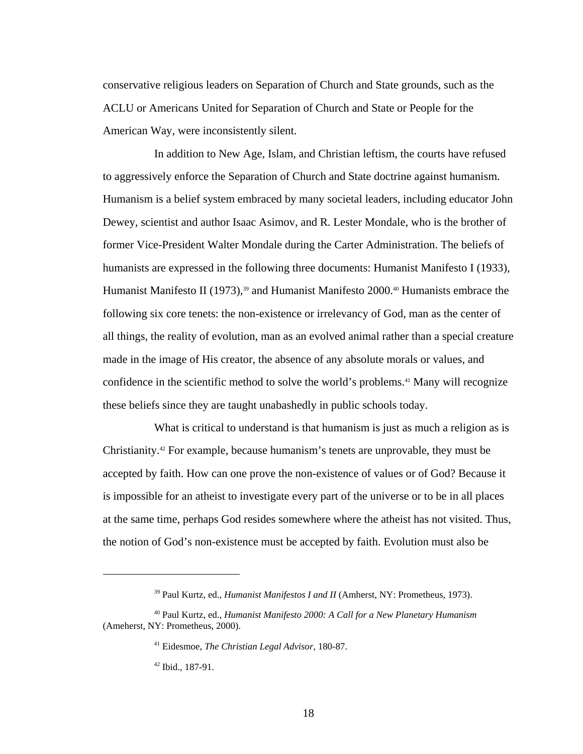conservative religious leaders on Separation of Church and State grounds, such as the ACLU or Americans United for Separation of Church and State or People for the American Way, were inconsistently silent.

In addition to New Age, Islam, and Christian leftism, the courts have refused to aggressively enforce the Separation of Church and State doctrine against humanism. Humanism is a belief system embraced by many societal leaders, including educator John Dewey, scientist and author Isaac Asimov, and R. Lester Mondale, who is the brother of former Vice-President Walter Mondale during the Carter Administration. The beliefs of humanists are expressed in the following three documents: Humanist Manifesto I (1933), Humanist Manifesto II (1973),[39] and Humanist Manifesto 2000.[40] Humanists embrace the following six core tenets: the non-existence or irrelevancy of God, man as the center of all things, the reality of evolution, man as an evolved animal rather than a special creature made in the image of His creator, the absence of any absolute morals or values, and confidence in the scientific method to solve the world's problems.[41] Many will recognize these beliefs since they are taught unabashedly in public schools today.

What is critical to understand is that humanism is just as much a religion as is Christianity.[42] For example, because humanism's tenets are unprovable, they must be accepted by faith. How can one prove the non-existence of values or of God? Because it is impossible for an atheist to investigate every part of the universe or to be in all places at the same time, perhaps God resides somewhere where the atheist has not visited. Thus, the notion of God's non-existence must be accepted by faith. Evolution must also be

---

[39] Paul Kurtz, ed., *Humanist Manifestos I and II* (Amherst, NY: Prometheus, 1973).

[40] Paul Kurtz, ed., *Humanist Manifesto 2000: A Call for a New Planetary Humanism* (Ameherst, NY: Prometheus, 2000).

[41] Eidesmoe, *The Christian Legal Advisor*, 180-87.

[42] Ibid., 187-91.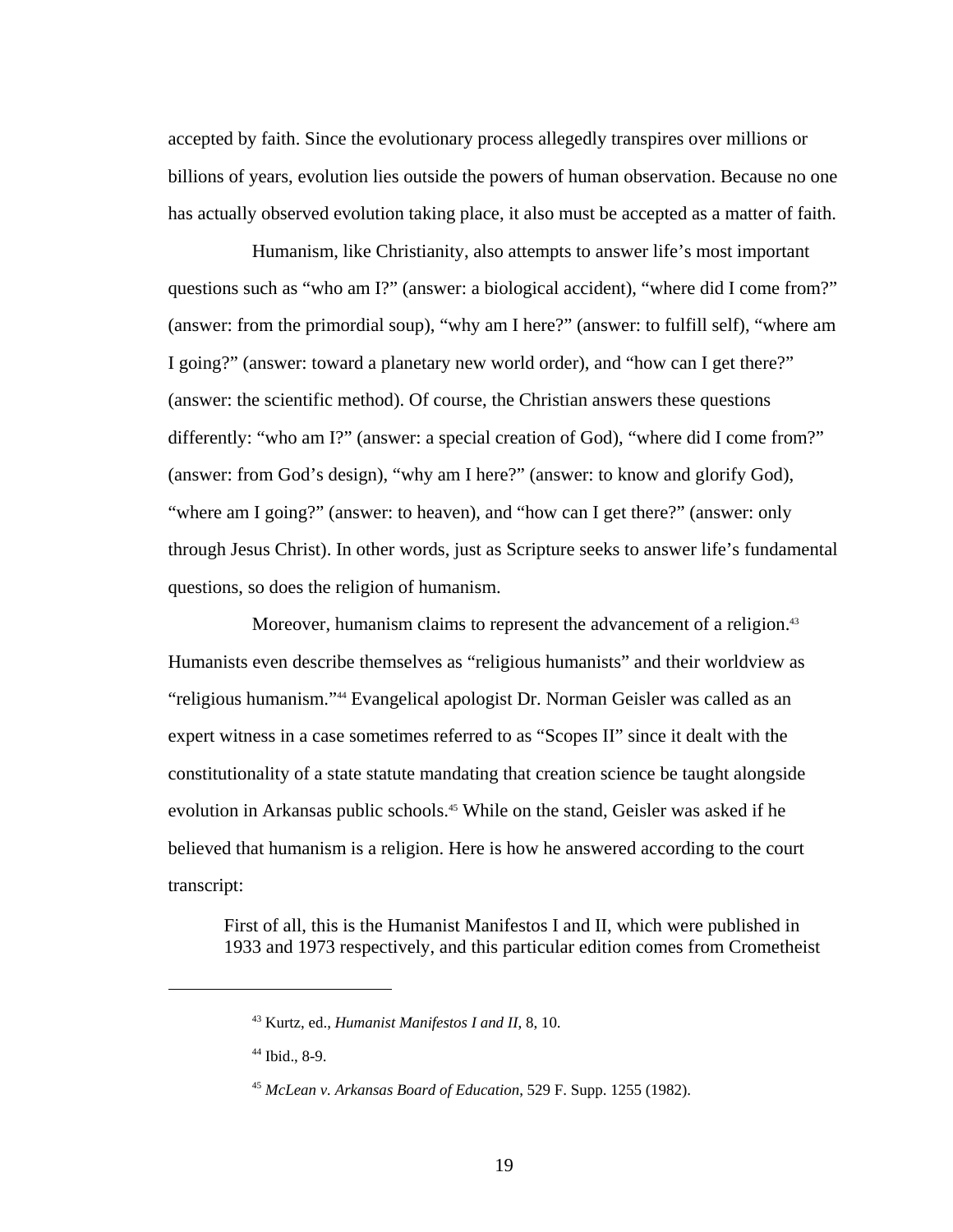accepted by faith. Since the evolutionary process allegedly transpires over millions or billions of years, evolution lies outside the powers of human observation. Because no one has actually observed evolution taking place, it also must be accepted as a matter of faith.

Humanism, like Christianity, also attempts to answer life's most important questions such as "who am I?" (answer: a biological accident), "where did I come from?" (answer: from the primordial soup), "why am I here?" (answer: to fulfill self), "where am I going?" (answer: toward a planetary new world order), and "how can I get there?" (answer: the scientific method). Of course, the Christian answers these questions differently: "who am I?" (answer: a special creation of God), "where did I come from?" (answer: from God's design), "why am I here?" (answer: to know and glorify God), "where am I going?" (answer: to heaven), and "how can I get there?" (answer: only through Jesus Christ). In other words, just as Scripture seeks to answer life's fundamental questions, so does the religion of humanism.

Moreover, humanism claims to represent the advancement of a religion.[43] Humanists even describe themselves as "religious humanists" and their worldview as "religious humanism."[44] Evangelical apologist Dr. Norman Geisler was called as an expert witness in a case sometimes referred to as "Scopes II" since it dealt with the constitutionality of a state statute mandating that creation science be taught alongside evolution in Arkansas public schools.[45] While on the stand, Geisler was asked if he believed that humanism is a religion. Here is how he answered according to the court transcript:

> First of all, this is the Humanist Manifestos I and II, which were published in 1933 and 1973 respectively, and this particular edition comes from Crometheist

---

[43] Kurtz, ed., *Humanist Manifestos I and II*, 8, 10.

[44] Ibid., 8-9.

[45] *McLean v. Arkansas Board of Education*, 529 F. Supp. 1255 (1982).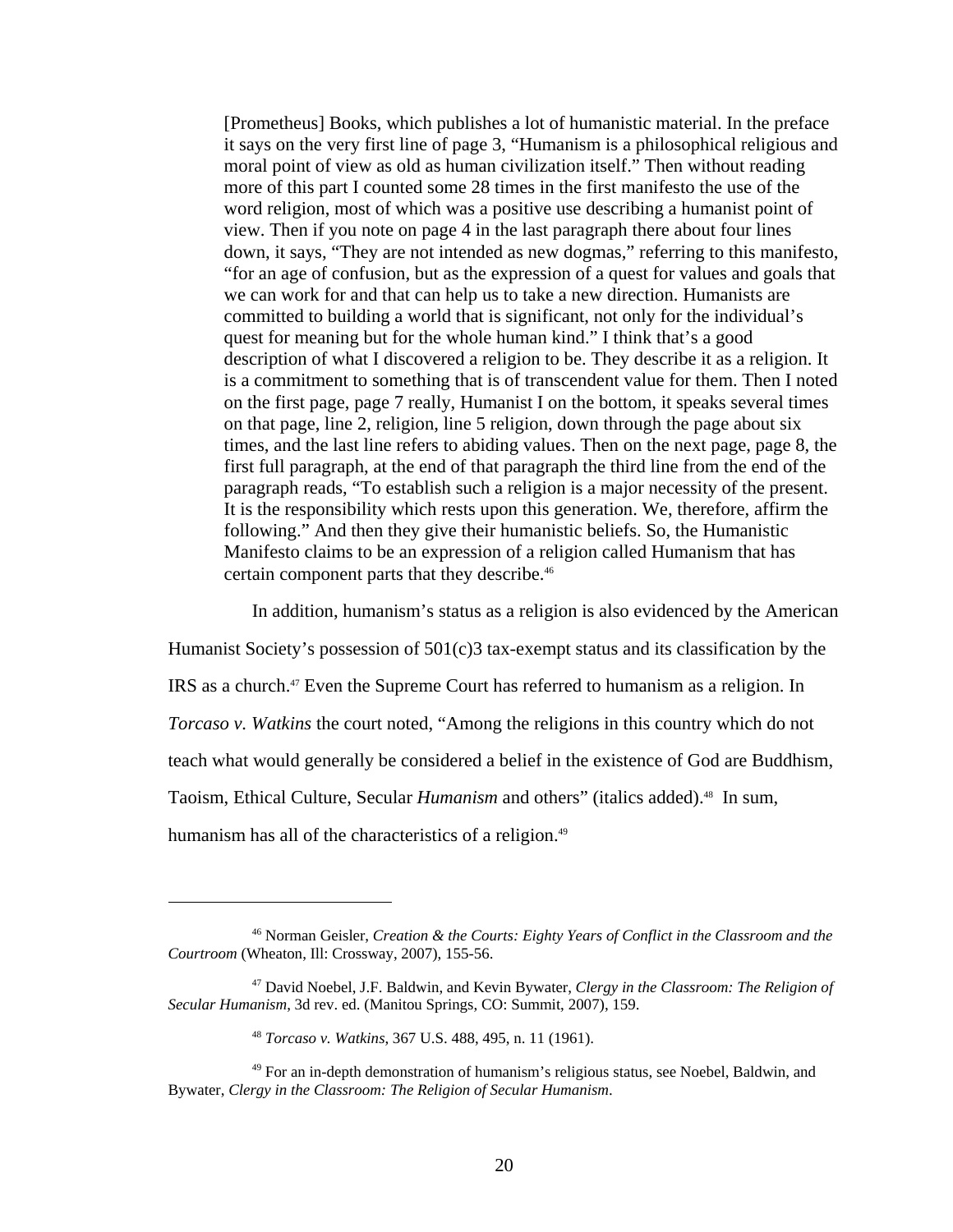> [Prometheus] Books, which publishes a lot of humanistic material. In the preface it says on the very first line of page 3, "Humanism is a philosophical religious and moral point of view as old as human civilization itself." Then without reading more of this part I counted some 28 times in the first manifesto the use of the word religion, most of which was a positive use describing a humanist point of view. Then if you note on page 4 in the last paragraph there about four lines down, it says, "They are not intended as new dogmas," referring to this manifesto, "for an age of confusion, but as the expression of a quest for values and goals that we can work for and that can help us to take a new direction. Humanists are committed to building a world that is significant, not only for the individual's quest for meaning but for the whole human kind." I think that's a good description of what I discovered a religion to be. They describe it as a religion. It is a commitment to something that is of transcendent value for them. Then I noted on the first page, page 7 really, Humanist I on the bottom, it speaks several times on that page, line 2, religion, line 5 religion, down through the page about six times, and the last line refers to abiding values. Then on the next page, page 8, the first full paragraph, at the end of that paragraph the third line from the end of the paragraph reads, "To establish such a religion is a major necessity of the present. It is the responsibility which rests upon this generation. We, therefore, affirm the following." And then they give their humanistic beliefs. So, the Humanistic Manifesto claims to be an expression of a religion called Humanism that has certain component parts that they describe.[46]

In addition, humanism's status as a religion is also evidenced by the American Humanist Society's possession of 501(c)3 tax-exempt status and its classification by the IRS as a church.[47] Even the Supreme Court has referred to humanism as a religion. In *Torcaso v. Watkins* the court noted, "Among the religions in this country which do not teach what would generally be considered a belief in the existence of God are Buddhism, Taoism, Ethical Culture, Secular *Humanism* and others" (italics added).[48] In sum, humanism has all of the characteristics of a religion.[49]

---

[46] Norman Geisler, *Creation & the Courts: Eighty Years of Conflict in the Classroom and the Courtroom* (Wheaton, Ill: Crossway, 2007), 155-56.

[47] David Noebel, J.F. Baldwin, and Kevin Bywater, *Clergy in the Classroom: The Religion of Secular Humanism*, 3d rev. ed. (Manitou Springs, CO: Summit, 2007), 159.

[48] *Torcaso v. Watkins*, 367 U.S. 488, 495, n. 11 (1961).

[49] For an in-depth demonstration of humanism's religious status, see Noebel, Baldwin, and Bywater, *Clergy in the Classroom: The Religion of Secular Humanism*.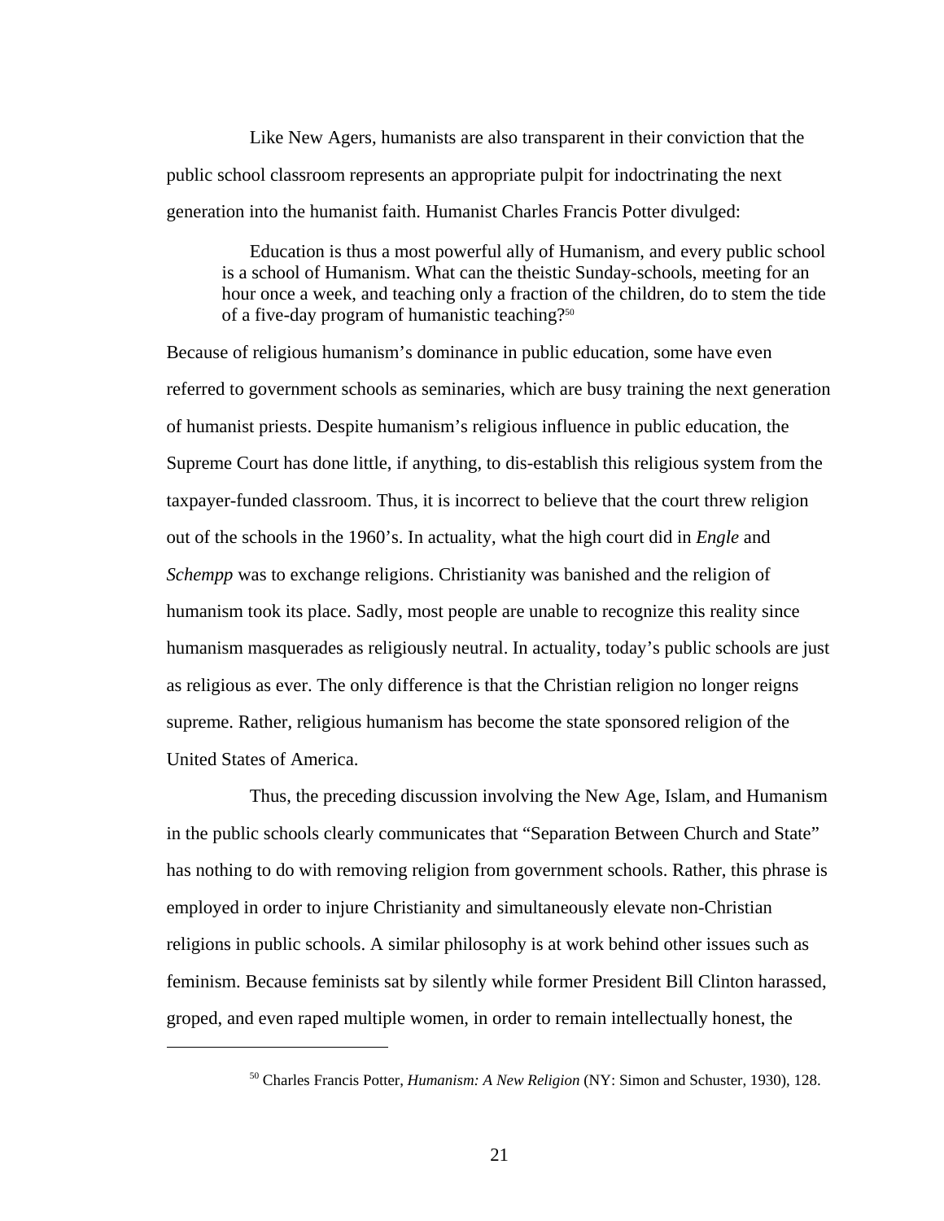Like New Agers, humanists are also transparent in their conviction that the public school classroom represents an appropriate pulpit for indoctrinating the next generation into the humanist faith. Humanist Charles Francis Potter divulged:

> Education is thus a most powerful ally of Humanism, and every public school is a school of Humanism. What can the theistic Sunday-schools, meeting for an hour once a week, and teaching only a fraction of the children, do to stem the tide of a five-day program of humanistic teaching?[50]

Because of religious humanism's dominance in public education, some have even referred to government schools as seminaries, which are busy training the next generation of humanist priests. Despite humanism's religious influence in public education, the Supreme Court has done little, if anything, to dis-establish this religious system from the taxpayer-funded classroom. Thus, it is incorrect to believe that the court threw religion out of the schools in the 1960's. In actuality, what the high court did in *Engle* and *Schempp* was to exchange religions. Christianity was banished and the religion of humanism took its place. Sadly, most people are unable to recognize this reality since humanism masquerades as religiously neutral. In actuality, today's public schools are just as religious as ever. The only difference is that the Christian religion no longer reigns supreme. Rather, religious humanism has become the state sponsored religion of the United States of America.

Thus, the preceding discussion involving the New Age, Islam, and Humanism in the public schools clearly communicates that "Separation Between Church and State" has nothing to do with removing religion from government schools. Rather, this phrase is employed in order to injure Christianity and simultaneously elevate non-Christian religions in public schools. A similar philosophy is at work behind other issues such as feminism. Because feminists sat by silently while former President Bill Clinton harassed, groped, and even raped multiple women, in order to remain intellectually honest, the

---

[50] Charles Francis Potter, *Humanism: A New Religion* (NY: Simon and Schuster, 1930), 128.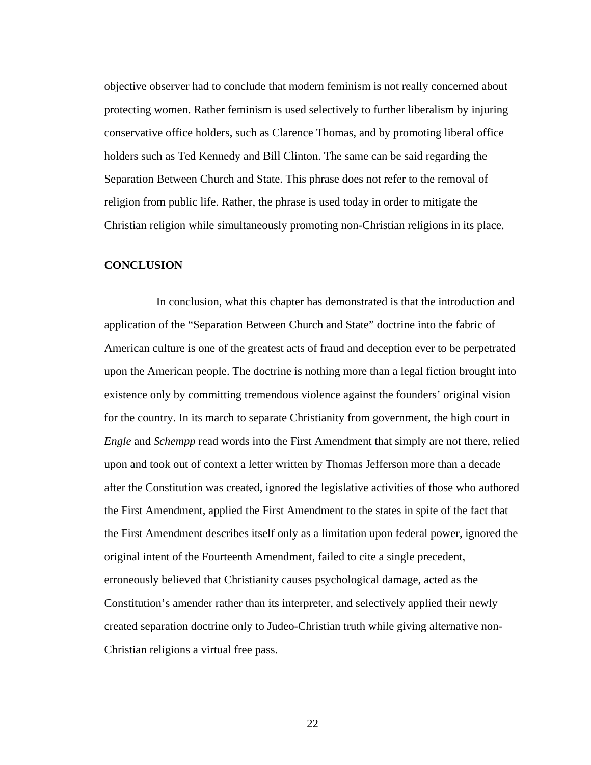objective observer had to conclude that modern feminism is not really concerned about protecting women. Rather feminism is used selectively to further liberalism by injuring conservative office holders, such as Clarence Thomas, and by promoting liberal office holders such as Ted Kennedy and Bill Clinton. The same can be said regarding the Separation Between Church and State. This phrase does not refer to the removal of religion from public life. Rather, the phrase is used today in order to mitigate the Christian religion while simultaneously promoting non-Christian religions in its place.

**CONCLUSION**

In conclusion, what this chapter has demonstrated is that the introduction and application of the "Separation Between Church and State" doctrine into the fabric of American culture is one of the greatest acts of fraud and deception ever to be perpetrated upon the American people. The doctrine is nothing more than a legal fiction brought into existence only by committing tremendous violence against the founders' original vision for the country. In its march to separate Christianity from government, the high court in *Engle* and *Schempp* read words into the First Amendment that simply are not there, relied upon and took out of context a letter written by Thomas Jefferson more than a decade after the Constitution was created, ignored the legislative activities of those who authored the First Amendment, applied the First Amendment to the states in spite of the fact that the First Amendment describes itself only as a limitation upon federal power, ignored the original intent of the Fourteenth Amendment, failed to cite a single precedent, erroneously believed that Christianity causes psychological damage, acted as the Constitution's amender rather than its interpreter, and selectively applied their newly created separation doctrine only to Judeo-Christian truth while giving alternative non-Christian religions a virtual free pass.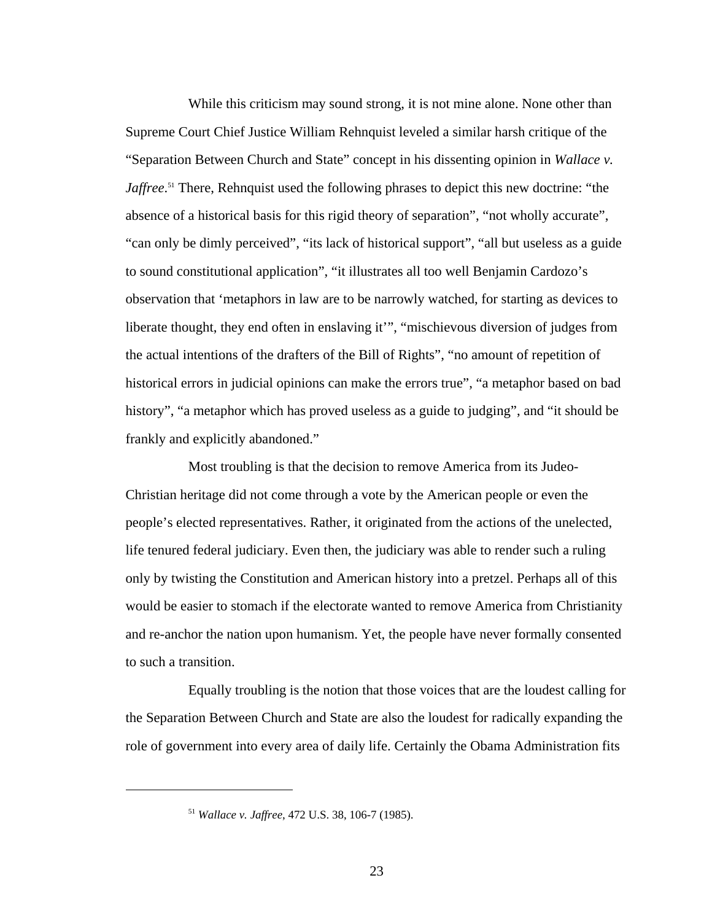While this criticism may sound strong, it is not mine alone. None other than Supreme Court Chief Justice William Rehnquist leveled a similar harsh critique of the "Separation Between Church and State" concept in his dissenting opinion in *Wallace v. Jaffree*.[51] There, Rehnquist used the following phrases to depict this new doctrine: "the absence of a historical basis for this rigid theory of separation", "not wholly accurate", "can only be dimly perceived", "its lack of historical support", "all but useless as a guide to sound constitutional application", "it illustrates all too well Benjamin Cardozo's observation that 'metaphors in law are to be narrowly watched, for starting as devices to liberate thought, they end often in enslaving it'", "mischievous diversion of judges from the actual intentions of the drafters of the Bill of Rights", "no amount of repetition of historical errors in judicial opinions can make the errors true", "a metaphor based on bad history", "a metaphor which has proved useless as a guide to judging", and "it should be frankly and explicitly abandoned."

Most troubling is that the decision to remove America from its Judeo-Christian heritage did not come through a vote by the American people or even the people's elected representatives. Rather, it originated from the actions of the unelected, life tenured federal judiciary. Even then, the judiciary was able to render such a ruling only by twisting the Constitution and American history into a pretzel. Perhaps all of this would be easier to stomach if the electorate wanted to remove America from Christianity and re-anchor the nation upon humanism. Yet, the people have never formally consented to such a transition.

Equally troubling is the notion that those voices that are the loudest calling for the Separation Between Church and State are also the loudest for radically expanding the role of government into every area of daily life. Certainly the Obama Administration fits

---

[51] *Wallace v. Jaffree*, 472 U.S. 38, 106-7 (1985).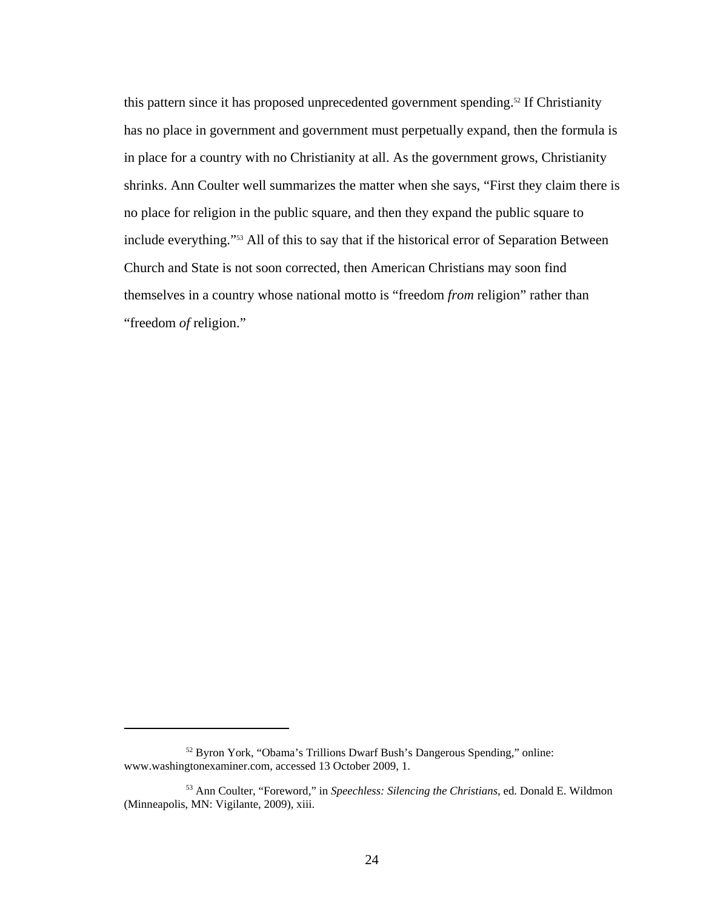this pattern since it has proposed unprecedented government spending.[52] If Christianity has no place in government and government must perpetually expand, then the formula is in place for a country with no Christianity at all. As the government grows, Christianity shrinks. Ann Coulter well summarizes the matter when she says, "First they claim there is no place for religion in the public square, and then they expand the public square to include everything."[53] All of this to say that if the historical error of Separation Between Church and State is not soon corrected, then American Christians may soon find themselves in a country whose national motto is "freedom *from* religion" rather than "freedom *of* religion."

---

[52] Byron York, "Obama's Trillions Dwarf Bush's Dangerous Spending," online: www.washingtonexaminer.com, accessed 13 October 2009, 1.

[53] Ann Coulter, "Foreword," in *Speechless: Silencing the Christians*, ed. Donald E. Wildmon (Minneapolis, MN: Vigilante, 2009), xiii.